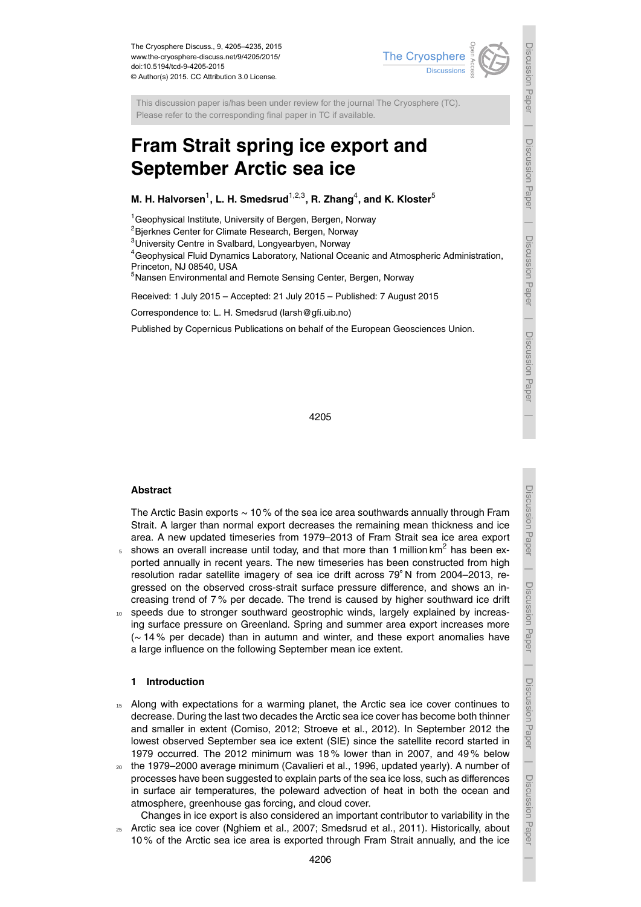The Cryosphere Discuss., 9, 4205–4235, 2015
www.the-cryosphere-discuss.net/9/4205/2015/
doi:10.5194/tcd-9-4205-2015
© Author(s) 2015. CC Attribution 3.0 License.

This discussion paper is/has been under review for the journal The Cryosphere (TC). Please refer to the corresponding final paper in TC if available.

# Fram Strait spring ice export and September Arctic sea ice

**M. H. Halvorsen[1], L. H. Smedsrud[1,2,3], R. Zhang[4], and K. Kloster[5]**

[1]Geophysical Institute, University of Bergen, Bergen, Norway
[2]Bjerknes Center for Climate Research, Bergen, Norway
[3]University Centre in Svalbard, Longyearbyen, Norway
[4]Geophysical Fluid Dynamics Laboratory, National Oceanic and Atmospheric Administration, Princeton, NJ 08540, USA
[5]Nansen Environmental and Remote Sensing Center, Bergen, Norway

Received: 1 July 2015 – Accepted: 21 July 2015 – Published: 7 August 2015

Correspondence to: L. H. Smedsrud (larsh@gfi.uib.no)

Published by Copernicus Publications on behalf of the European Geosciences Union.

## Abstract

The Arctic Basin exports ~ 10 % of the sea ice area southwards annually through Fram Strait. A larger than normal export decreases the remaining mean thickness and ice area. A new updated timeseries from 1979–2013 of Fram Strait sea ice area export shows an overall increase until today, and that more than 1 million km$^2$ has been exported annually in recent years. The new timeseries has been constructed from high resolution radar satellite imagery of sea ice drift across 79° N from 2004–2013, regressed on the observed cross-strait surface pressure difference, and shows an increasing trend of 7 % per decade. The trend is caused by higher southward ice drift speeds due to stronger southward geostrophic winds, largely explained by increasing surface pressure on Greenland. Spring and summer area export increases more (~ 14 % per decade) than in autumn and winter, and these export anomalies have a large influence on the following September mean ice extent.

## 1 Introduction

Along with expectations for a warming planet, the Arctic sea ice cover continues to decrease. During the last two decades the Arctic sea ice cover has become both thinner and smaller in extent (Comiso, 2012; Stroeve et al., 2012). In September 2012 the lowest observed September sea ice extent (SIE) since the satellite record started in 1979 occurred. The 2012 minimum was 18 % lower than in 2007, and 49 % below the 1979–2000 average minimum (Cavalieri et al., 1996, updated yearly). A number of processes have been suggested to explain parts of the sea ice loss, such as differences in surface air temperatures, the poleward advection of heat in both the ocean and atmosphere, greenhouse gas forcing, and cloud cover.

Changes in ice export is also considered an important contributor to variability in the Arctic sea ice cover (Nghiem et al., 2007; Smedsrud et al., 2011). Historically, about 10 % of the Arctic sea ice area is exported through Fram Strait annually, and the ice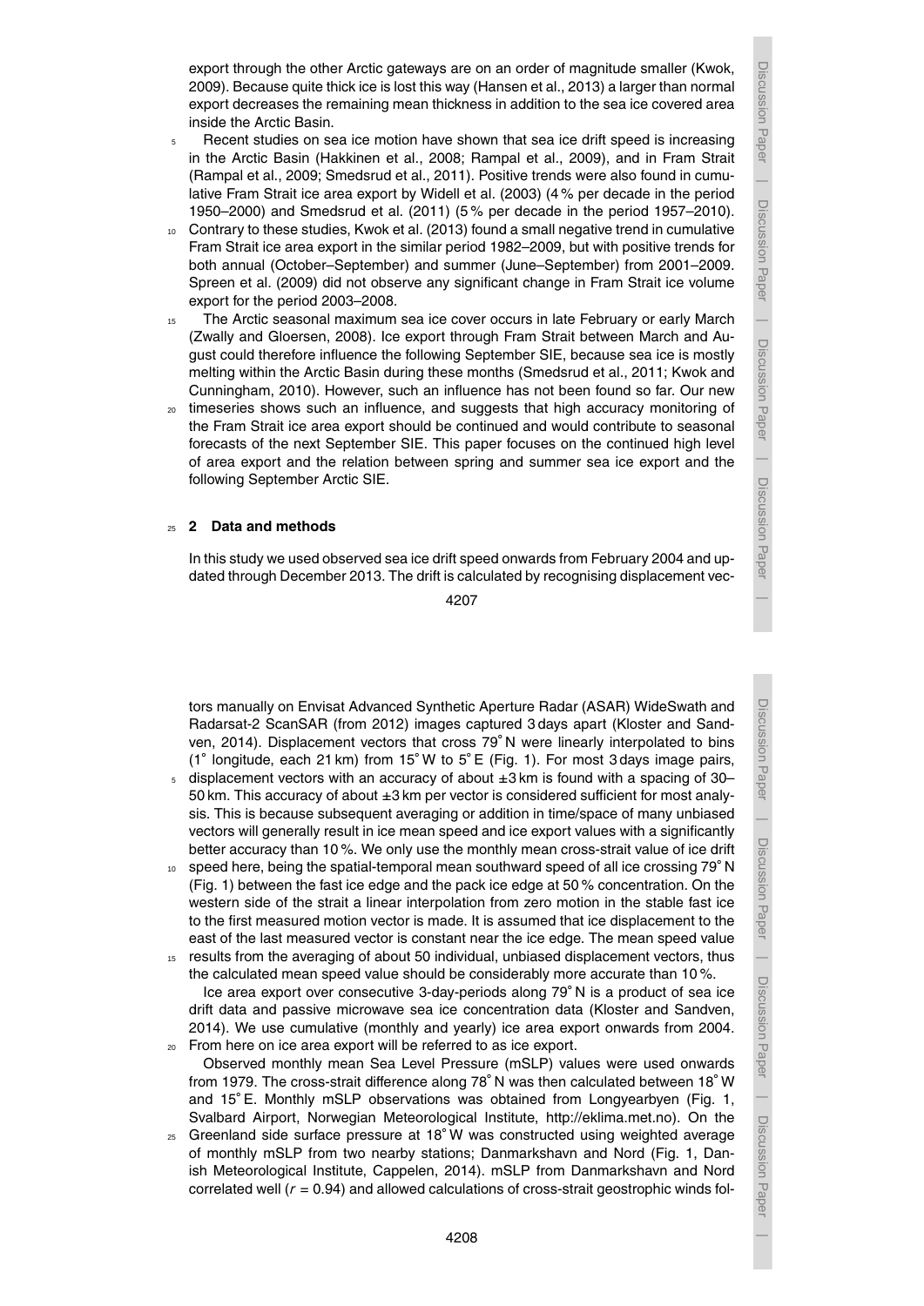export through the other Arctic gateways are on an order of magnitude smaller (Kwok, 2009). Because quite thick ice is lost this way (Hansen et al., 2013) a larger than normal export decreases the remaining mean thickness in addition to the sea ice covered area inside the Arctic Basin.

Recent studies on sea ice motion have shown that sea ice drift speed is increasing in the Arctic Basin (Hakkinen et al., 2008; Rampal et al., 2009), and in Fram Strait (Rampal et al., 2009; Smedsrud et al., 2011). Positive trends were also found in cumulative Fram Strait ice area export by Widell et al. (2003) (4 % per decade in the period 1950–2000) and Smedsrud et al. (2011) (5 % per decade in the period 1957–2010). Contrary to these studies, Kwok et al. (2013) found a small negative trend in cumulative Fram Strait ice area export in the similar period 1982–2009, but with positive trends for both annual (October–September) and summer (June–September) from 2001–2009. Spreen et al. (2009) did not observe any significant change in Fram Strait ice volume export for the period 2003–2008.

The Arctic seasonal maximum sea ice cover occurs in late February or early March (Zwally and Gloersen, 2008). Ice export through Fram Strait between March and August could therefore influence the following September SIE, because sea ice is mostly melting within the Arctic Basin during these months (Smedsrud et al., 2011; Kwok and Cunningham, 2010). However, such an influence has not been found so far. Our new timeseries shows such an influence, and suggests that high accuracy monitoring of the Fram Strait ice area export should be continued and would contribute to seasonal forecasts of the next September SIE. This paper focuses on the continued high level of area export and the relation between spring and summer sea ice export and the following September Arctic SIE.

## 2 Data and methods

In this study we used observed sea ice drift speed onwards from February 2004 and updated through December 2013. The drift is calculated by recognising displacement vectors manually on Envisat Advanced Synthetic Aperture Radar (ASAR) WideSwath and Radarsat-2 ScanSAR (from 2012) images captured 3 days apart (Kloster and Sandven, 2014). Displacement vectors that cross 79° N were linearly interpolated to bins (1° longitude, each 21 km) from 15° W to 5° E (Fig. 1). For most 3 days image pairs, displacement vectors with an accuracy of about ±3 km is found with a spacing of 30–50 km. This accuracy of about ±3 km per vector is considered sufficient for most analysis. This is because subsequent averaging or addition in time/space of many unbiased vectors will generally result in ice mean speed and ice export values with a significantly better accuracy than 10 %. We only use the monthly mean cross-strait value of ice drift speed here, being the spatial-temporal mean southward speed of all ice crossing 79° N (Fig. 1) between the fast ice edge and the pack ice edge at 50 % concentration. On the western side of the strait a linear interpolation from zero motion in the stable fast ice to the first measured motion vector is made. It is assumed that ice displacement to the east of the last measured vector is constant near the ice edge. The mean speed value results from the averaging of about 50 individual, unbiased displacement vectors, thus the calculated mean speed value should be considerably more accurate than 10 %.

Ice area export over consecutive 3-day-periods along 79° N is a product of sea ice drift data and passive microwave sea ice concentration data (Kloster and Sandven, 2014). We use cumulative (monthly and yearly) ice area export onwards from 2004. From here on ice area export will be referred to as ice export.

Observed monthly mean Sea Level Pressure (mSLP) values were used onwards from 1979. The cross-strait difference along 78° N was then calculated between 18° W and 15° E. Monthly mSLP observations was obtained from Longyearbyen (Fig. 1, Svalbard Airport, Norwegian Meteorological Institute, http://eklima.met.no). On the Greenland side surface pressure at 18° W was constructed using weighted average of monthly mSLP from two nearby stations; Danmarkshavn and Nord (Fig. 1, Danish Meteorological Institute, Cappelen, 2014). mSLP from Danmarkshavn and Nord correlated well ($r = 0.94$) and allowed calculations of cross-strait geostrophic winds fol-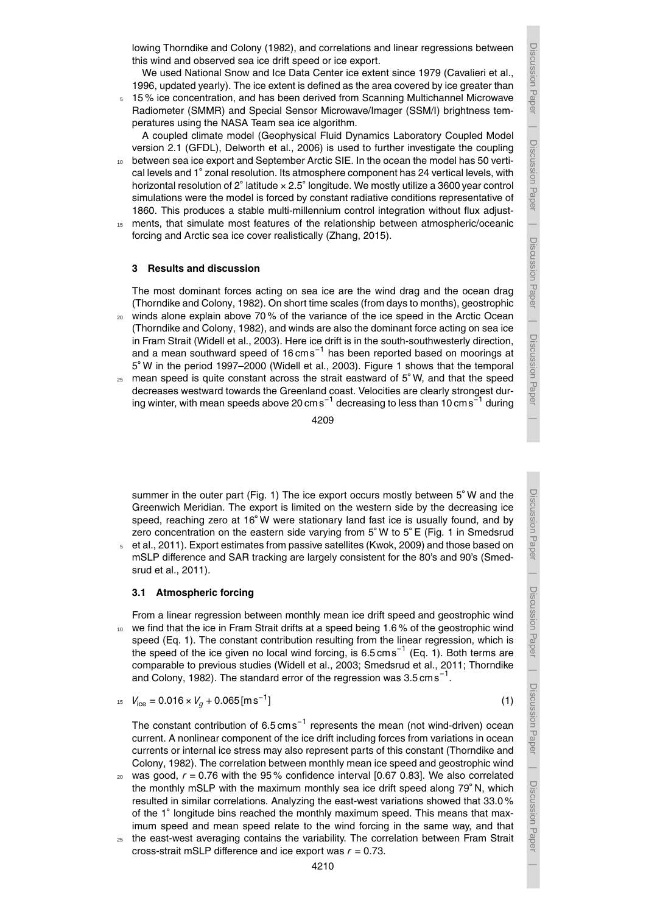lowing Thorndike and Colony (1982), and correlations and linear regressions between this wind and observed sea ice drift speed or ice export.

We used National Snow and Ice Data Center ice extent since 1979 (Cavalieri et al., 1996, updated yearly). The ice extent is defined as the area covered by ice greater than 15 % ice concentration, and has been derived from Scanning Multichannel Microwave Radiometer (SMMR) and Special Sensor Microwave/Imager (SSM/I) brightness temperatures using the NASA Team sea ice algorithm.

A coupled climate model (Geophysical Fluid Dynamics Laboratory Coupled Model version 2.1 (GFDL), Delworth et al., 2006) is used to further investigate the coupling between sea ice export and September Arctic SIE. In the ocean the model has 50 vertical levels and 1° zonal resolution. Its atmosphere component has 24 vertical levels, with horizontal resolution of 2° latitude × 2.5° longitude. We mostly utilize a 3600 year control simulations were the model is forced by constant radiative conditions representative of 1860. This produces a stable multi-millennium control integration without flux adjustments, that simulate most features of the relationship between atmospheric/oceanic forcing and Arctic sea ice cover realistically (Zhang, 2015).

## 3 Results and discussion

The most dominant forces acting on sea ice are the wind drag and the ocean drag (Thorndike and Colony, 1982). On short time scales (from days to months), geostrophic winds alone explain above 70 % of the variance of the ice speed in the Arctic Ocean (Thorndike and Colony, 1982), and winds are also the dominant force acting on sea ice in Fram Strait (Widell et al., 2003). Here ice drift is in the south-southwesterly direction, and a mean southward speed of 16 $\mathrm{cm\,s^{-1}}$ has been reported based on moorings at 5° W in the period 1997–2000 (Widell et al., 2003). Figure 1 shows that the temporal mean speed is quite constant across the strait eastward of 5° W, and that the speed decreases westward towards the Greenland coast. Velocities are clearly strongest during winter, with mean speeds above 20 $\mathrm{cm\,s^{-1}}$ decreasing to less than 10 $\mathrm{cm\,s^{-1}}$ during summer in the outer part (Fig. 1) The ice export occurs mostly between 5° W and the Greenwich Meridian. The export is limited on the western side by the decreasing ice speed, reaching zero at 16° W were stationary land fast ice is usually found, and by zero concentration on the eastern side varying from 5° W to 5° E (Fig. 1 in Smedsrud et al., 2011). Export estimates from passive satellites (Kwok, 2009) and those based on mSLP difference and SAR tracking are largely consistent for the 80's and 90's (Smedsrud et al., 2011).

### 3.1 Atmospheric forcing

From a linear regression between monthly mean ice drift speed and geostrophic wind we find that the ice in Fram Strait drifts at a speed being 1.6 % of the geostrophic wind speed (Eq. 1). The constant contribution resulting from the linear regression, which is the speed of the ice given no local wind forcing, is 6.5 $\mathrm{cm\,s^{-1}}$ (Eq. 1). Both terms are comparable to previous studies (Widell et al., 2003; Smedsrud et al., 2011; Thorndike and Colony, 1982). The standard error of the regression was 3.5 $\mathrm{cm\,s^{-1}}$.

$$V_{\mathrm{ice}} = 0.016 \times V_g + 0.065\,[\mathrm{m\,s^{-1}}] \tag{1}$$

The constant contribution of 6.5 $\mathrm{cm\,s^{-1}}$ represents the mean (not wind-driven) ocean current. A nonlinear component of the ice drift including forces from variations in ocean currents or internal ice stress may also represent parts of this constant (Thorndike and Colony, 1982). The correlation between monthly mean ice speed and geostrophic wind was good, $r = 0.76$ with the 95 % confidence interval [0.67 0.83]. We also correlated the monthly mSLP with the maximum monthly sea ice drift speed along 79° N, which resulted in similar correlations. Analyzing the east-west variations showed that 33.0 % of the 1° longitude bins reached the monthly maximum speed. This means that maximum speed and mean speed relate to the wind forcing in the same way, and that the east-west averaging contains the variability. The correlation between Fram Strait cross-strait mSLP difference and ice export was $r = 0.73$.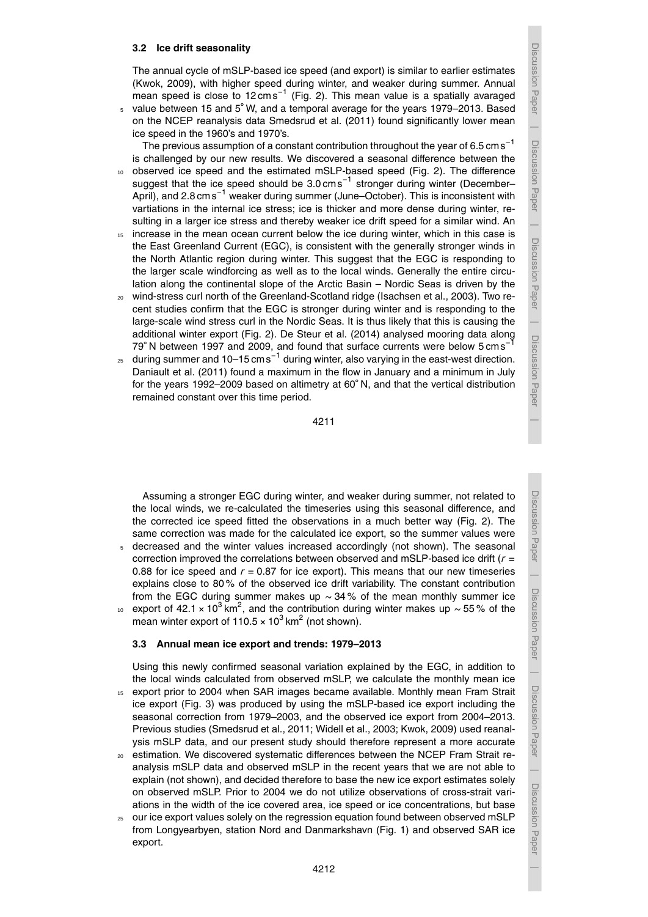### 3.2 Ice drift seasonality

The annual cycle of mSLP-based ice speed (and export) is similar to earlier estimates (Kwok, 2009), with higher speed during winter, and weaker during summer. Annual mean speed is close to $12\,\text{cm}\,\text{s}^{-1}$ (Fig. 2). This mean value is a spatially avaraged value between 15 and 5° W, and a temporal average for the years 1979–2013. Based on the NCEP reanalysis data Smedsrud et al. (2011) found significantly lower mean ice speed in the 1960's and 1970's.

The previous assumption of a constant contribution throughout the year of $6.5\,\text{cm}\,\text{s}^{-1}$ is challenged by our new results. We discovered a seasonal difference between the observed ice speed and the estimated mSLP-based speed (Fig. 2). The difference suggest that the ice speed should be $3.0\,\text{cm}\,\text{s}^{-1}$ stronger during winter (December–April), and $2.8\,\text{cm}\,\text{s}^{-1}$ weaker during summer (June–October). This is inconsistent with vartiations in the internal ice stress; ice is thicker and more dense during winter, resulting in a larger ice stress and thereby weaker ice drift speed for a similar wind. An increase in the mean ocean current below the ice during winter, which in this case is the East Greenland Current (EGC), is consistent with the generally stronger winds in the North Atlantic region during winter. This suggest that the EGC is responding to the larger scale windforcing as well as to the local winds. Generally the entire circulation along the continental slope of the Arctic Basin – Nordic Seas is driven by the wind-stress curl north of the Greenland-Scotland ridge (Isachsen et al., 2003). Two recent studies confirm that the EGC is stronger during winter and is responding to the large-scale wind stress curl in the Nordic Seas. It is thus likely that this is causing the additional winter export (Fig. 2). De Steur et al. (2014) analysed mooring data along 79° N between 1997 and 2009, and found that surface currents were below $5\,\text{cm}\,\text{s}^{-1}$ during summer and $10–15\,\text{cm}\,\text{s}^{-1}$ during winter, also varying in the east-west direction. Daniault et al. (2011) found a maximum in the flow in January and a minimum in July for the years 1992–2009 based on altimetry at 60° N, and that the vertical distribution remained constant over this time period.

Assuming a stronger EGC during winter, and weaker during summer, not related to the local winds, we re-calculated the timeseries using this seasonal difference, and the corrected ice speed fitted the observations in a much better way (Fig. 2). The same correction was made for the calculated ice export, so the summer values were decreased and the winter values increased accordingly (not shown). The seasonal correction improved the correlations between observed and mSLP-based ice drift ($r = 0.88$ for ice speed and $r = 0.87$ for ice export). This means that our new timeseries explains close to 80 % of the observed ice drift variability. The constant contribution from the EGC during summer makes up $\sim 34$ % of the mean monthly summer ice export of $42.1 \times 10^3\,\text{km}^2$, and the contribution during winter makes up $\sim 55$ % of the mean winter export of $110.5 \times 10^3\,\text{km}^2$ (not shown).

### 3.3 Annual mean ice export and trends: 1979–2013

Using this newly confirmed seasonal variation explained by the EGC, in addition to the local winds calculated from observed mSLP, we calculate the monthly mean ice export prior to 2004 when SAR images became available. Monthly mean Fram Strait ice export (Fig. 3) was produced by using the mSLP-based ice export including the seasonal correction from 1979–2003, and the observed ice export from 2004–2013. Previous studies (Smedsrud et al., 2011; Widell et al., 2003; Kwok, 2009) used reanalysis mSLP data, and our present study should therefore represent a more accurate estimation. We discovered systematic differences between the NCEP Fram Strait reanalysis mSLP data and observed mSLP in the recent years that we are not able to explain (not shown), and decided therefore to base the new ice export estimates solely on observed mSLP. Prior to 2004 we do not utilize observations of cross-strait variations in the width of the ice covered area, ice speed or ice concentrations, but base our ice export values solely on the regression equation found between observed mSLP from Longyearbyen, station Nord and Danmarkshavn (Fig. 1) and observed SAR ice export.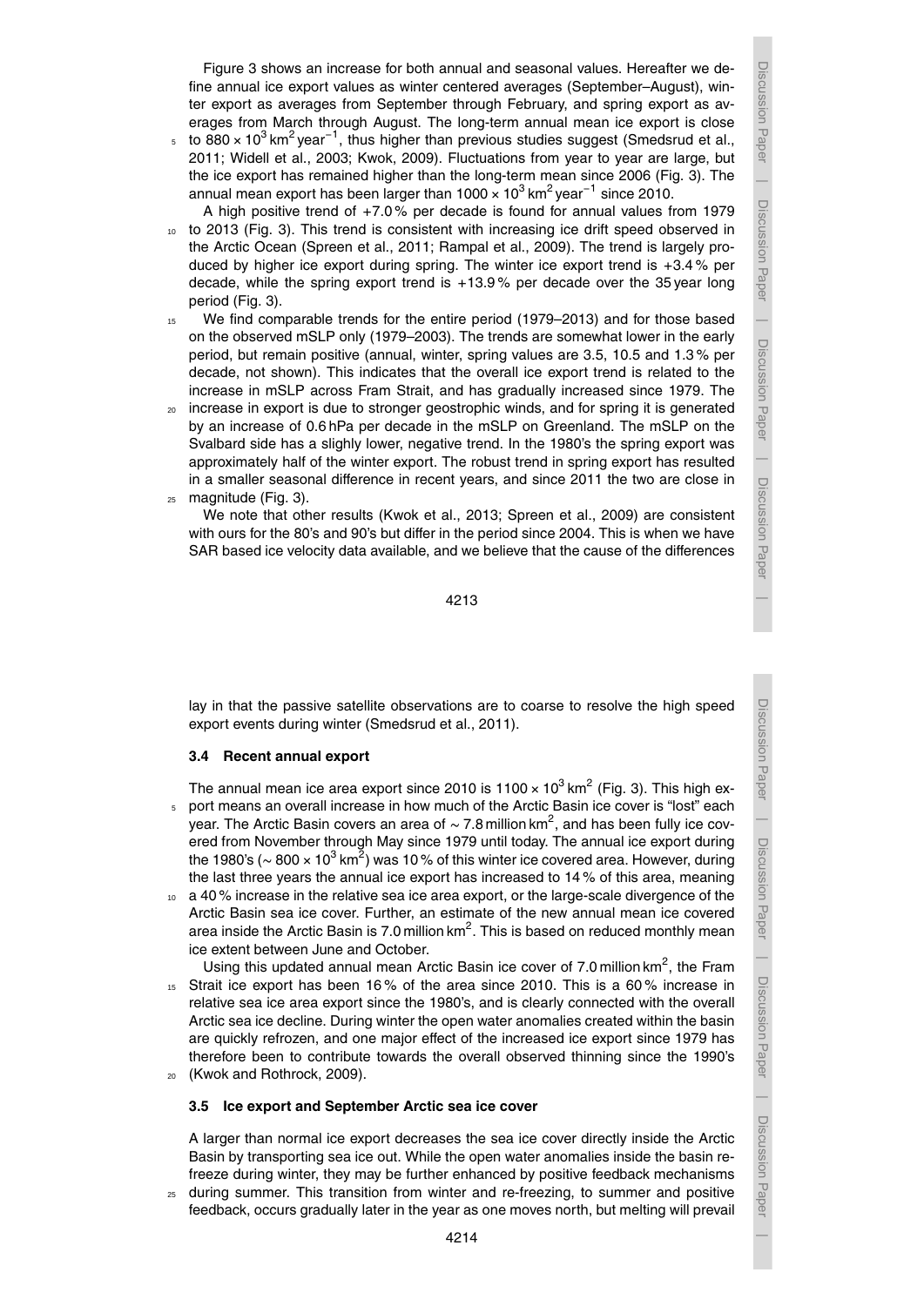Figure 3 shows an increase for both annual and seasonal values. Hereafter we define annual ice export values as winter centered averages (September–August), winter export as averages from September through February, and spring export as averages from March through August. The long-term annual mean ice export is close to $880 \times 10^3\,\text{km}^2\,\text{year}^{-1}$, thus higher than previous studies suggest (Smedsrud et al., 2011; Widell et al., 2003; Kwok, 2009). Fluctuations from year to year are large, but the ice export has remained higher than the long-term mean since 2006 (Fig. 3). The annual mean export has been larger than $1000 \times 10^3\,\text{km}^2\,\text{year}^{-1}$ since 2010.

A high positive trend of +7.0 % per decade is found for annual values from 1979 to 2013 (Fig. 3). This trend is consistent with increasing ice drift speed observed in the Arctic Ocean (Spreen et al., 2011; Rampal et al., 2009). The trend is largely produced by higher ice export during spring. The winter ice export trend is +3.4 % per decade, while the spring export trend is +13.9 % per decade over the 35 year long period (Fig. 3).

We find comparable trends for the entire period (1979–2013) and for those based on the observed mSLP only (1979–2003). The trends are somewhat lower in the early period, but remain positive (annual, winter, spring values are 3.5, 10.5 and 1.3 % per decade, not shown). This indicates that the overall ice export trend is related to the increase in mSLP across Fram Strait, and has gradually increased since 1979. The increase in export is due to stronger geostrophic winds, and for spring it is generated by an increase of 0.6 hPa per decade in the mSLP on Greenland. The mSLP on the Svalbard side has a slighly lower, negative trend. In the 1980's the spring export was approximately half of the winter export. The robust trend in spring export has resulted in a smaller seasonal difference in recent years, and since 2011 the two are close in magnitude (Fig. 3).

We note that other results (Kwok et al., 2013; Spreen et al., 2009) are consistent with ours for the 80's and 90's but differ in the period since 2004. This is when we have SAR based ice velocity data available, and we believe that the cause of the differences lay in that the passive satellite observations are to coarse to resolve the high speed export events during winter (Smedsrud et al., 2011).

### 3.4 Recent annual export

The annual mean ice area export since 2010 is $1100 \times 10^3\,\text{km}^2$ (Fig. 3). This high export means an overall increase in how much of the Arctic Basin ice cover is "lost" each year. The Arctic Basin covers an area of $\sim 7.8$ million $\text{km}^2$, and has been fully ice covered from November through May since 1979 until today. The annual ice export during the 1980's ($\sim 800 \times 10^3\,\text{km}^2$) was 10 % of this winter ice covered area. However, during the last three years the annual ice export has increased to 14 % of this area, meaning a 40 % increase in the relative sea ice area export, or the large-scale divergence of the Arctic Basin sea ice cover. Further, an estimate of the new annual mean ice covered area inside the Arctic Basin is 7.0 million $\text{km}^2$. This is based on reduced monthly mean ice extent between June and October.

Using this updated annual mean Arctic Basin ice cover of 7.0 million $\text{km}^2$, the Fram Strait ice export has been 16 % of the area since 2010. This is a 60 % increase in relative sea ice area export since the 1980's, and is clearly connected with the overall Arctic sea ice decline. During winter the open water anomalies created within the basin are quickly refrozen, and one major effect of the increased ice export since 1979 has therefore been to contribute towards the overall observed thinning since the 1990's (Kwok and Rothrock, 2009).

### 3.5 Ice export and September Arctic sea ice cover

A larger than normal ice export decreases the sea ice cover directly inside the Arctic Basin by transporting sea ice out. While the open water anomalies inside the basin refreeze during winter, they may be further enhanced by positive feedback mechanisms during summer. This transition from winter and re-freezing, to summer and positive feedback, occurs gradually later in the year as one moves north, but melting will prevail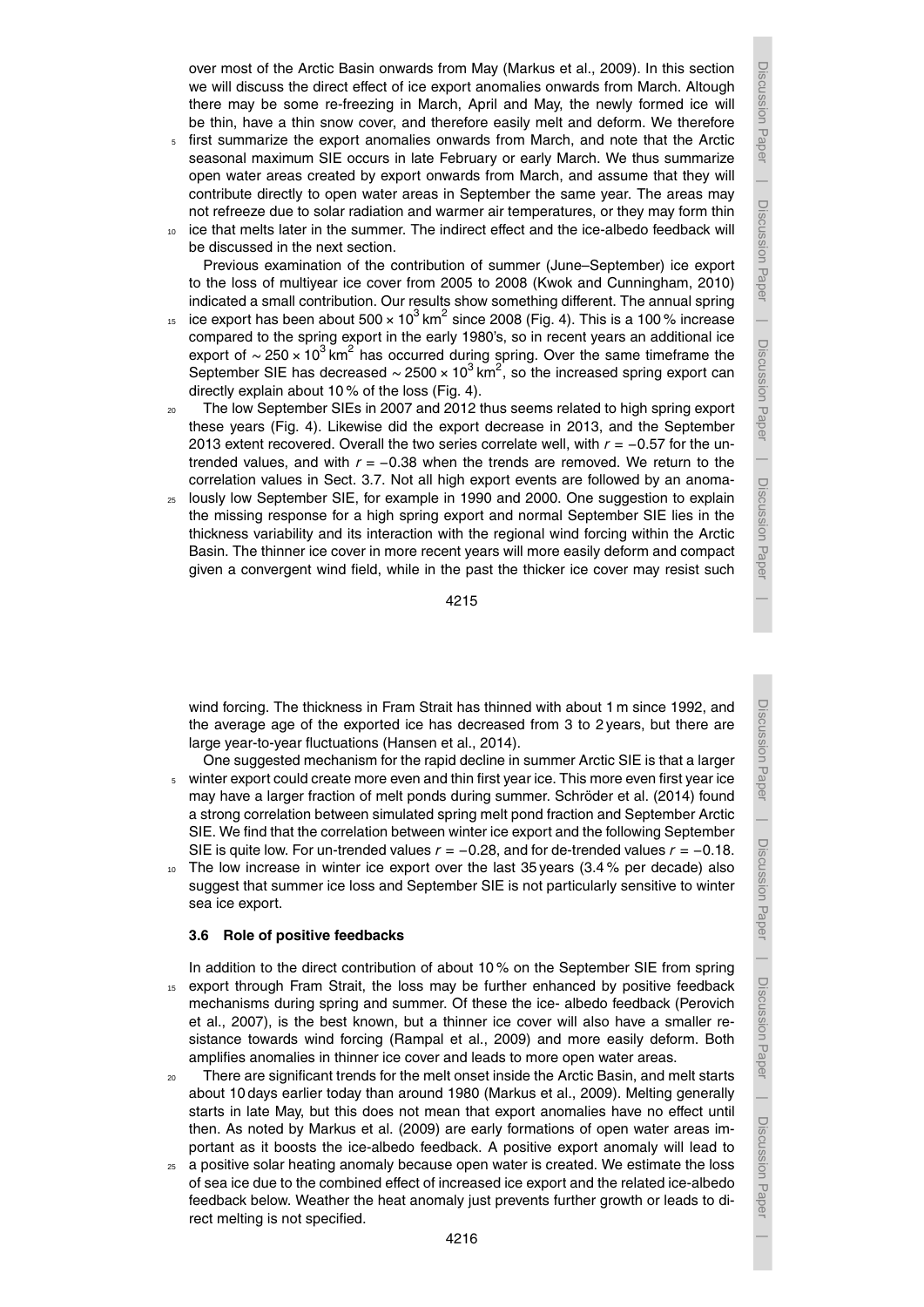over most of the Arctic Basin onwards from May (Markus et al., 2009). In this section we will discuss the direct effect of ice export anomalies onwards from March. Altough there may be some re-freezing in March, April and May, the newly formed ice will be thin, have a thin snow cover, and therefore easily melt and deform. We therefore first summarize the export anomalies onwards from March, and note that the Arctic seasonal maximum SIE occurs in late February or early March. We thus summarize open water areas created by export onwards from March, and assume that they will contribute directly to open water areas in September the same year. The areas may not refreeze due to solar radiation and warmer air temperatures, or they may form thin ice that melts later in the summer. The indirect effect and the ice-albedo feedback will be discussed in the next section.

Previous examination of the contribution of summer (June–September) ice export to the loss of multiyear ice cover from 2005 to 2008 (Kwok and Cunningham, 2010) indicated a small contribution. Our results show something different. The annual spring ice export has been about $500 \times 10^3\,\mathrm{km}^2$ since 2008 (Fig. 4). This is a 100 % increase compared to the spring export in the early 1980's, so in recent years an additional ice export of $\sim 250 \times 10^3\,\mathrm{km}^2$ has occurred during spring. Over the same timeframe the September SIE has decreased $\sim 2500 \times 10^3\,\mathrm{km}^2$, so the increased spring export can directly explain about 10 % of the loss (Fig. 4).

The low September SIEs in 2007 and 2012 thus seems related to high spring export these years (Fig. 4). Likewise did the export decrease in 2013, and the September 2013 extent recovered. Overall the two series correlate well, with $r = -0.57$ for the un-trended values, and with $r = -0.38$ when the trends are removed. We return to the correlation values in Sect. 3.7. Not all high export events are followed by an anomalously low September SIE, for example in 1990 and 2000. One suggestion to explain the missing response for a high spring export and normal September SIE lies in the thickness variability and its interaction with the regional wind forcing within the Arctic Basin. The thinner ice cover in more recent years will more easily deform and compact given a convergent wind field, while in the past the thicker ice cover may resist such wind forcing. The thickness in Fram Strait has thinned with about 1 m since 1992, and the average age of the exported ice has decreased from 3 to 2 years, but there are large year-to-year fluctuations (Hansen et al., 2014).

One suggested mechanism for the rapid decline in summer Arctic SIE is that a larger winter export could create more even and thin first year ice. This more even first year ice may have a larger fraction of melt ponds during summer. Schröder et al. (2014) found a strong correlation between simulated spring melt pond fraction and September Arctic SIE. We find that the correlation between winter ice export and the following September SIE is quite low. For un-trended values $r = -0.28$, and for de-trended values $r = -0.18$. The low increase in winter ice export over the last 35 years (3.4 % per decade) also suggest that summer ice loss and September SIE is not particularly sensitive to winter sea ice export.

### 3.6 Role of positive feedbacks

In addition to the direct contribution of about 10 % on the September SIE from spring export through Fram Strait, the loss may be further enhanced by positive feedback mechanisms during spring and summer. Of these the ice- albedo feedback (Perovich et al., 2007), is the best known, but a thinner ice cover will also have a smaller resistance towards wind forcing (Rampal et al., 2009) and more easily deform. Both amplifies anomalies in thinner ice cover and leads to more open water areas.

There are significant trends for the melt onset inside the Arctic Basin, and melt starts about 10 days earlier today than around 1980 (Markus et al., 2009). Melting generally starts in late May, but this does not mean that export anomalies have no effect until then. As noted by Markus et al. (2009) are early formations of open water areas important as it boosts the ice-albedo feedback. A positive export anomaly will lead to a positive solar heating anomaly because open water is created. We estimate the loss of sea ice due to the combined effect of increased ice export and the related ice-albedo feedback below. Weather the heat anomaly just prevents further growth or leads to direct melting is not specified.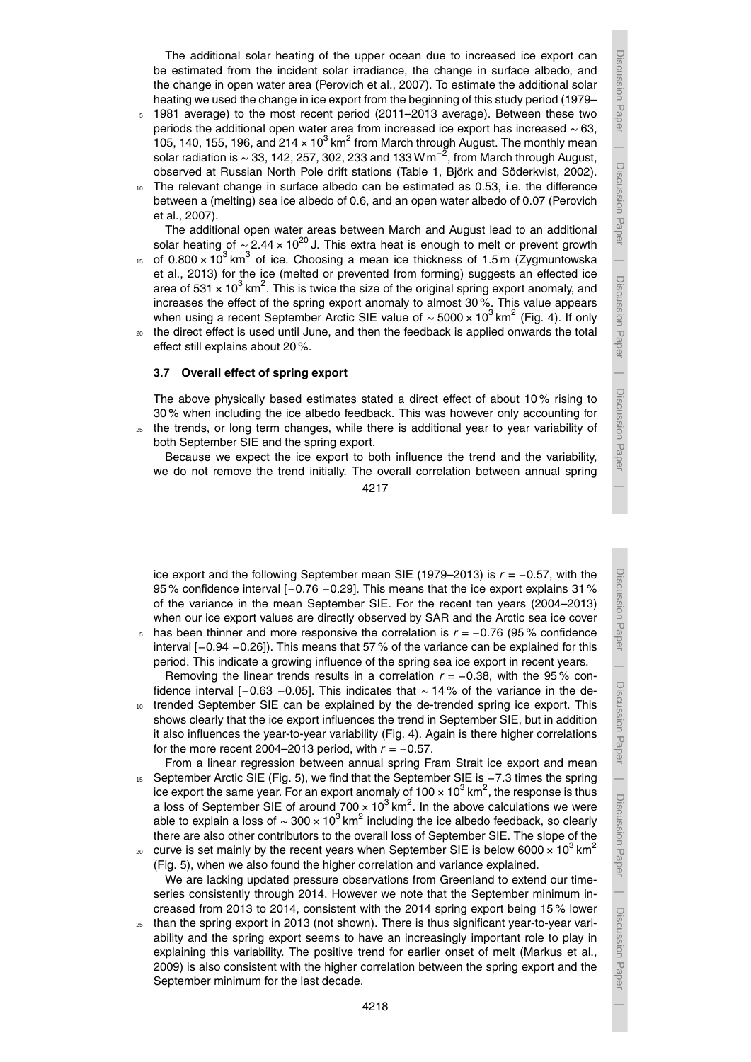The additional solar heating of the upper ocean due to increased ice export can be estimated from the incident solar irradiance, the change in surface albedo, and the change in open water area (Perovich et al., 2007). To estimate the additional solar heating we used the change in ice export from the beginning of this study period (1979–1981 average) to the most recent period (2011–2013 average). Between these two periods the additional open water area from increased ice export has increased $\sim 63$, 105, 140, 155, 196, and $214 \times 10^3\,\text{km}^2$ from March through August. The monthly mean solar radiation is $\sim 33$, 142, 257, 302, 233 and $133\,\text{W m}^{-2}$, from March through August, observed at Russian North Pole drift stations (Table 1, Björk and Söderkvist, 2002). The relevant change in surface albedo can be estimated as 0.53, i.e. the difference between a (melting) sea ice albedo of 0.6, and an open water albedo of 0.07 (Perovich et al., 2007).

The additional open water areas between March and August lead to an additional solar heating of $\sim 2.44 \times 10^{20}\,\text{J}$. This extra heat is enough to melt or prevent growth of $0.800 \times 10^3\,\text{km}^3$ of ice. Choosing a mean ice thickness of 1.5 m (Zygmuntowska et al., 2013) for the ice (melted or prevented from forming) suggests an effected ice area of $531 \times 10^3\,\text{km}^2$. This is twice the size of the original spring export anomaly, and increases the effect of the spring export anomaly to almost 30 %. This value appears when using a recent September Arctic SIE value of $\sim 5000 \times 10^3\,\text{km}^2$ (Fig. 4). If only the direct effect is used until June, and then the feedback is applied onwards the total effect still explains about 20 %.

### 3.7 Overall effect of spring export

The above physically based estimates stated a direct effect of about 10 % rising to 30 % when including the ice albedo feedback. This was however only accounting for the trends, or long term changes, while there is additional year to year variability of both September SIE and the spring export.

Because we expect the ice export to both influence the trend and the variability, we do not remove the trend initially. The overall correlation between annual spring ice export and the following September mean SIE (1979–2013) is $r = -0.57$, with the 95 % confidence interval $[-0.76\ -0.29]$. This means that the ice export explains 31 % of the variance in the mean September SIE. For the recent ten years (2004–2013) when our ice export values are directly observed by SAR and the Arctic sea ice cover has been thinner and more responsive the correlation is $r = -0.76$ (95 % confidence interval $[-0.94\ -0.26]$). This means that 57 % of the variance can be explained for this period. This indicate a growing influence of the spring sea ice export in recent years.

Removing the linear trends results in a correlation $r = -0.38$, with the 95 % confidence interval $[-0.63\ -0.05]$. This indicates that $\sim 14$ % of the variance in the de-trended September SIE can be explained by the de-trended spring ice export. This shows clearly that the ice export influences the trend in September SIE, but in addition it also influences the year-to-year variability (Fig. 4). Again is there higher correlations for the more recent 2004–2013 period, with $r = -0.57$.

From a linear regression between annual spring Fram Strait ice export and mean September Arctic SIE (Fig. 5), we find that the September SIE is $-7.3$ times the spring ice export the same year. For an export anomaly of $100 \times 10^3\,\text{km}^2$, the response is thus a loss of September SIE of around $700 \times 10^3\,\text{km}^2$. In the above calculations we were able to explain a loss of $\sim 300 \times 10^3\,\text{km}^2$ including the ice albedo feedback, so clearly there are also other contributors to the overall loss of September SIE. The slope of the curve is set mainly by the recent years when September SIE is below $6000 \times 10^3\,\text{km}^2$ (Fig. 5), when we also found the higher correlation and variance explained.

We are lacking updated pressure observations from Greenland to extend our time-series consistently through 2014. However we note that the September minimum increased from 2013 to 2014, consistent with the 2014 spring export being 15 % lower than the spring export in 2013 (not shown). There is thus significant year-to-year variability and the spring export seems to have an increasingly important role to play in explaining this variability. The positive trend for earlier onset of melt (Markus et al., 2009) is also consistent with the higher correlation between the spring export and the September minimum for the last decade.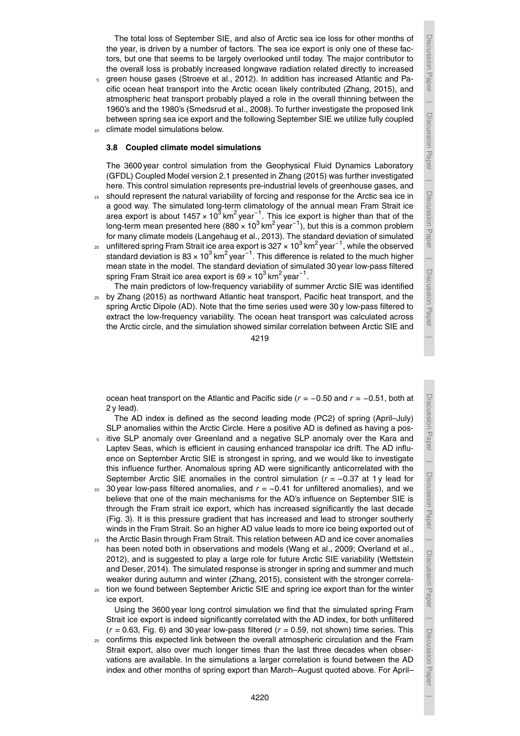The total loss of September SIE, and also of Arctic sea ice loss for other months of the year, is driven by a number of factors. The sea ice export is only one of these factors, but one that seems to be largely overlooked until today. The major contributor to the overall loss is probably increased longwave radiation related directly to increased green house gases (Stroeve et al., 2012). In addition has increased Atlantic and Pacific ocean heat transport into the Arctic ocean likely contributed (Zhang, 2015), and atmospheric heat transport probably played a role in the overall thinning between the 1960's and the 1980's (Smedsrud et al., 2008). To further investigate the proposed link between spring sea ice export and the following September SIE we utilize fully coupled climate model simulations below.

### 3.8 Coupled climate model simulations

The 3600 year control simulation from the Geophysical Fluid Dynamics Laboratory (GFDL) Coupled Model version 2.1 presented in Zhang (2015) was further investigated here. This control simulation represents pre-industrial levels of greenhouse gases, and should represent the natural variability of forcing and response for the Arctic sea ice in a good way. The simulated long-term climatology of the annual mean Fram Strait ice area export is about $1457 \times 10^3\,\mathrm{km}^2\,\mathrm{year}^{-1}$. This ice export is higher than that of the long-term mean presented here ($880 \times 10^3\,\mathrm{km}^2\,\mathrm{year}^{-1}$), but this is a common problem for many climate models (Langehaug et al., 2013). The standard deviation of simulated unfiltered spring Fram Strait ice area export is $327 \times 10^3\,\mathrm{km}^2\,\mathrm{year}^{-1}$, while the observed standard deviation is $83 \times 10^3\,\mathrm{km}^2\,\mathrm{year}^{-1}$. This difference is related to the much higher mean state in the model. The standard deviation of simulated 30 year low-pass filtered spring Fram Strait ice area export is $69 \times 10^3\,\mathrm{km}^2\,\mathrm{year}^{-1}$.

The main predictors of low-frequency variability of summer Arctic SIE was identified by Zhang (2015) as northward Atlantic heat transport, Pacific heat transport, and the spring Arctic Dipole (AD). Note that the time series used were 30 y low-pass filtered to extract the low-frequency variability. The ocean heat transport was calculated across the Arctic circle, and the simulation showed similar correlation between Arctic SIE and ocean heat transport on the Atlantic and Pacific side ($r = -0.50$ and $r = -0.51$, both at 2 y lead).

The AD index is defined as the second leading mode (PC2) of spring (April–July) SLP anomalies within the Arctic Circle. Here a positive AD is defined as having a positive SLP anomaly over Greenland and a negative SLP anomaly over the Kara and Laptev Seas, which is efficient in causing enhanced transpolar ice drift. The AD influence on September Arctic SIE is strongest in spring, and we would like to investigate this influence further. Anomalous spring AD were significantly anticorrelated with the September Arctic SIE anomalies in the control simulation ($r = -0.37$ at 1 y lead for 30 year low-pass filtered anomalies, and $r = -0.41$ for unfiltered anomalies), and we believe that one of the main mechanisms for the AD's influence on September SIE is through the Fram strait ice export, which has increased significantly the last decade (Fig. 3). It is this pressure gradient that has increased and lead to stronger southerly winds in the Fram Strait. So an higher AD value leads to more ice being exported out of the Arctic Basin through Fram Strait. This relation between AD and ice cover anomalies has been noted both in observations and models (Wang et al., 2009; Overland et al., 2012), and is suggested to play a large role for future Arctic SIE variability (Wettstein and Deser, 2014). The simulated response is stronger in spring and summer and much weaker during autumn and winter (Zhang, 2015), consistent with the stronger correlation we found between September Arictic SIE and spring ice export than for the winter ice export.

Using the 3600 year long control simulation we find that the simulated spring Fram Strait ice export is indeed significantly correlated with the AD index, for both unfiltered ($r = 0.63$, Fig. 6) and 30 year low-pass filtered ($r = 0.59$, not shown) time series. This confirms this expected link between the overall atmospheric circulation and the Fram Strait export, also over much longer times than the last three decades when observations are available. In the simulations a larger correlation is found between the AD index and other months of spring export than March–August quoted above. For April–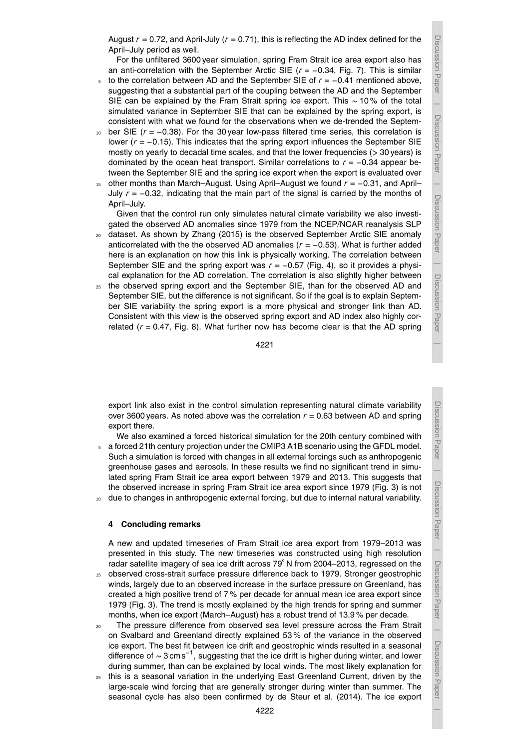August $r = 0.72$, and April-July ($r = 0.71$), this is reflecting the AD index defined for the April–July period as well.

For the unfiltered 3600 year simulation, spring Fram Strait ice area export also has an anti-correlation with the September Arctic SIE ($r = -0.34$, Fig. 7). This is similar to the correlation between AD and the September SIE of $r = -0.41$ mentioned above, suggesting that a substantial part of the coupling between the AD and the September SIE can be explained by the Fram Strait spring ice export. This ∼ 10 % of the total simulated variance in September SIE that can be explained by the spring export, is consistent with what we found for the observations when we de-trended the September SIE ($r = -0.38$). For the 30 year low-pass filtered time series, this correlation is lower ($r = -0.15$). This indicates that the spring export influences the September SIE mostly on yearly to decadal time scales, and that the lower frequencies (> 30 years) is dominated by the ocean heat transport. Similar correlations to $r = -0.34$ appear between the September SIE and the spring ice export when the export is evaluated over other months than March–August. Using April–August we found $r = -0.31$, and April–July $r = -0.32$, indicating that the main part of the signal is carried by the months of April–July.

Given that the control run only simulates natural climate variability we also investigated the observed AD anomalies since 1979 from the NCEP/NCAR reanalysis SLP dataset. As shown by Zhang (2015) is the observed September Arctic SIE anomaly anticorrelated with the the observed AD anomalies ($r = -0.53$). What is further added here is an explanation on how this link is physically working. The correlation between September SIE and the spring export was $r = -0.57$ (Fig. 4), so it provides a physical explanation for the AD correlation. The correlation is also slightly higher between the observed spring export and the September SIE, than for the observed AD and September SIE, but the difference is not significant. So if the goal is to explain September SIE variability the spring export is a more physical and stronger link than AD. Consistent with this view is the observed spring export and AD index also highly correlated ($r = 0.47$, Fig. 8). What further now has become clear is that the AD spring export link also exist in the control simulation representing natural climate variability over 3600 years. As noted above was the correlation $r = 0.63$ between AD and spring export there.

We also examined a forced historical simulation for the 20th century combined with a forced 21th century projection under the CMIP3 A1B scenario using the GFDL model. Such a simulation is forced with changes in all external forcings such as anthropogenic greenhouse gases and aerosols. In these results we find no significant trend in simulated spring Fram Strait ice area export between 1979 and 2013. This suggests that the observed increase in spring Fram Strait ice area export since 1979 (Fig. 3) is not due to changes in anthropogenic external forcing, but due to internal natural variability.

## 4 Concluding remarks

A new and updated timeseries of Fram Strait ice area export from 1979–2013 was presented in this study. The new timeseries was constructed using high resolution radar satellite imagery of sea ice drift across 79° N from 2004–2013, regressed on the observed cross-strait surface pressure difference back to 1979. Stronger geostrophic winds, largely due to an observed increase in the surface pressure on Greenland, has created a high positive trend of 7 % per decade for annual mean ice area export since 1979 (Fig. 3). The trend is mostly explained by the high trends for spring and summer months, when ice export (March–August) has a robust trend of 13.9 % per decade.

The pressure difference from observed sea level pressure across the Fram Strait on Svalbard and Greenland directly explained 53 % of the variance in the observed ice export. The best fit between ice drift and geostrophic winds resulted in a seasonal difference of ∼ 3 cm s$^{-1}$, suggesting that the ice drift is higher during winter, and lower during summer, than can be explained by local winds. The most likely explanation for this is a seasonal variation in the underlying East Greenland Current, driven by the large-scale wind forcing that are generally stronger during winter than summer. The seasonal cycle has also been confirmed by de Steur et al. (2014). The ice export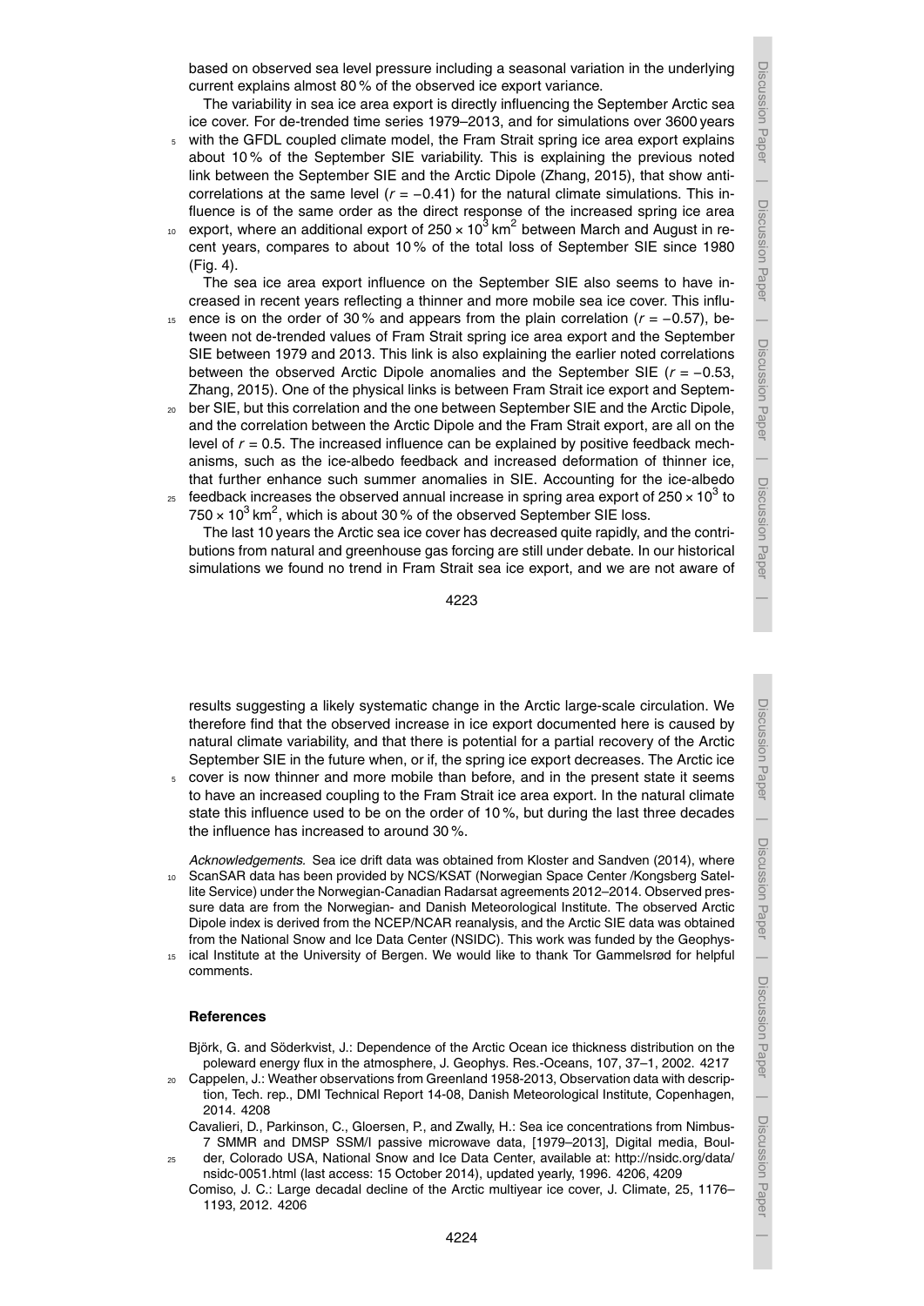based on observed sea level pressure including a seasonal variation in the underlying current explains almost 80 % of the observed ice export variance.

The variability in sea ice area export is directly influencing the September Arctic sea ice cover. For de-trended time series 1979–2013, and for simulations over 3600 years with the GFDL coupled climate model, the Fram Strait spring ice area export explains about 10 % of the September SIE variability. This is explaining the previous noted link between the September SIE and the Arctic Dipole (Zhang, 2015), that show anti-correlations at the same level ($r = -0.41$) for the natural climate simulations. This influence is of the same order as the direct response of the increased spring ice area export, where an additional export of $250 \times 10^3$ km$^2$ between March and August in recent years, compares to about 10 % of the total loss of September SIE since 1980 (Fig. 4).

The sea ice area export influence on the September SIE also seems to have increased in recent years reflecting a thinner and more mobile sea ice cover. This influence is on the order of 30 % and appears from the plain correlation ($r = -0.57$), between not de-trended values of Fram Strait spring ice area export and the September SIE between 1979 and 2013. This link is also explaining the earlier noted correlations between the observed Arctic Dipole anomalies and the September SIE ($r = -0.53$, Zhang, 2015). One of the physical links is between Fram Strait ice export and September SIE, but this correlation and the one between September SIE and the Arctic Dipole, and the correlation between the Arctic Dipole and the Fram Strait export, are all on the level of $r = 0.5$. The increased influence can be explained by positive feedback mechanisms, such as the ice-albedo feedback and increased deformation of thinner ice, that further enhance such summer anomalies in SIE. Accounting for the ice-albedo feedback increases the observed annual increase in spring area export of $250 \times 10^3$ to $750 \times 10^3$ km$^2$, which is about 30 % of the observed September SIE loss.

The last 10 years the Arctic sea ice cover has decreased quite rapidly, and the contributions from natural and greenhouse gas forcing are still under debate. In our historical simulations we found no trend in Fram Strait sea ice export, and we are not aware of results suggesting a likely systematic change in the Arctic large-scale circulation. We therefore find that the observed increase in ice export documented here is caused by natural climate variability, and that there is potential for a partial recovery of the Arctic September SIE in the future when, or if, the spring ice export decreases. The Arctic ice cover is now thinner and more mobile than before, and in the present state it seems to have an increased coupling to the Fram Strait ice area export. In the natural climate state this influence used to be on the order of 10 %, but during the last three decades the influence has increased to around 30 %.

*Acknowledgements.* Sea ice drift data was obtained from Kloster and Sandven (2014), where ScanSAR data has been provided by NCS/KSAT (Norwegian Space Center /Kongsberg Satellite Service) under the Norwegian-Canadian Radarsat agreements 2012–2014. Observed pressure data are from the Norwegian- and Danish Meteorological Institute. The observed Arctic Dipole index is derived from the NCEP/NCAR reanalysis, and the Arctic SIE data was obtained from the National Snow and Ice Data Center (NSIDC). This work was funded by the Geophysical Institute at the University of Bergen. We would like to thank Tor Gammelsrød for helpful comments.

## References

Björk, G. and Söderkvist, J.: Dependence of the Arctic Ocean ice thickness distribution on the poleward energy flux in the atmosphere, J. Geophys. Res.-Oceans, 107, 37–1, 2002. 4217

Cappelen, J.: Weather observations from Greenland 1958-2013, Observation data with description, Tech. rep., DMI Technical Report 14-08, Danish Meteorological Institute, Copenhagen, 2014. 4208

Cavalieri, D., Parkinson, C., Gloersen, P., and Zwally, H.: Sea ice concentrations from Nimbus-7 SMMR and DMSP SSM/I passive microwave data, [1979–2013], Digital media, Boulder, Colorado USA, National Snow and Ice Data Center, available at: http://nsidc.org/data/nsidc-0051.html (last access: 15 October 2014), updated yearly, 1996. 4206, 4209

Comiso, J. C.: Large decadal decline of the Arctic multiyear ice cover, J. Climate, 25, 1176–1193, 2012. 4206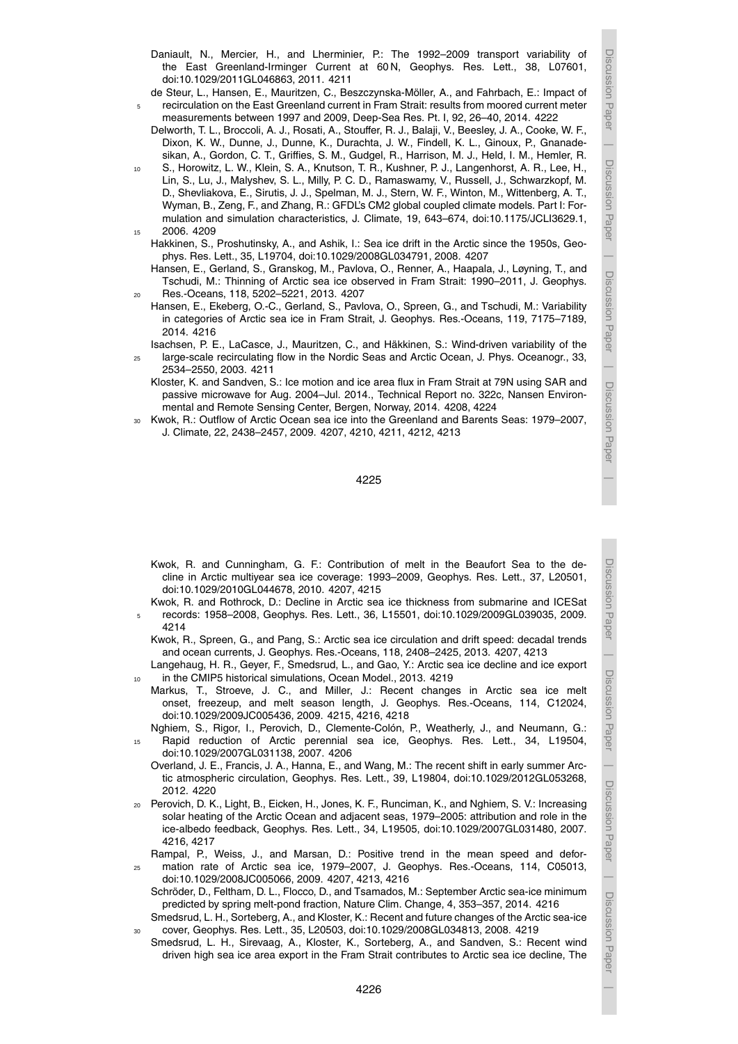Daniault, N., Mercier, H., and Lherminier, P.: The 1992–2009 transport variability of the East Greenland-Irminger Current at 60 N, Geophys. Res. Lett., 38, L07601, doi:10.1029/2011GL046863, 2011. 4211

de Steur, L., Hansen, E., Mauritzen, C., Beszczynska-Möller, A., and Fahrbach, E.: Impact of recirculation on the East Greenland current in Fram Strait: results from moored current meter measurements between 1997 and 2009, Deep-Sea Res. Pt. I, 92, 26–40, 2014. 4222

Delworth, T. L., Broccoli, A. J., Rosati, A., Stouffer, R. J., Balaji, V., Beesley, J. A., Cooke, W. F., Dixon, K. W., Dunne, J., Dunne, K., Durachta, J. W., Findell, K. L., Ginoux, P., Gnanadesikan, A., Gordon, C. T., Griffies, S. M., Gudgel, R., Harrison, M. J., Held, I. M., Hemler, R. S., Horowitz, L. W., Klein, S. A., Knutson, T. R., Kushner, P. J., Langenhorst, A. R., Lee, H., Lin, S., Lu, J., Malyshev, S. L., Milly, P. C. D., Ramaswamy, V., Russell, J., Schwarzkopf, M. D., Shevliakova, E., Sirutis, J. J., Spelman, M. J., Stern, W. F., Winton, M., Wittenberg, A. T., Wyman, B., Zeng, F., and Zhang, R.: GFDL's CM2 global coupled climate models. Part I: Formulation and simulation characteristics, J. Climate, 19, 643–674, doi:10.1175/JCLI3629.1, 2006. 4209

Hakkinen, S., Proshutinsky, A., and Ashik, I.: Sea ice drift in the Arctic since the 1950s, Geophys. Res. Lett., 35, L19704, doi:10.1029/2008GL034791, 2008. 4207

Hansen, E., Gerland, S., Granskog, M., Pavlova, O., Renner, A., Haapala, J., Løyning, T., and Tschudi, M.: Thinning of Arctic sea ice observed in Fram Strait: 1990–2011, J. Geophys. Res.-Oceans, 118, 5202–5221, 2013. 4207

Hansen, E., Ekeberg, O.-C., Gerland, S., Pavlova, O., Spreen, G., and Tschudi, M.: Variability in categories of Arctic sea ice in Fram Strait, J. Geophys. Res.-Oceans, 119, 7175–7189, 2014. 4216

Isachsen, P. E., LaCasce, J., Mauritzen, C., and Häkkinen, S.: Wind-driven variability of the large-scale recirculating flow in the Nordic Seas and Arctic Ocean, J. Phys. Oceanogr., 33, 2534–2550, 2003. 4211

Kloster, K. and Sandven, S.: Ice motion and ice area flux in Fram Strait at 79N using SAR and passive microwave for Aug. 2004–Jul. 2014., Technical Report no. 322c, Nansen Environmental and Remote Sensing Center, Bergen, Norway, 2014. 4208, 4224

Kwok, R.: Outflow of Arctic Ocean sea ice into the Greenland and Barents Seas: 1979–2007, J. Climate, 22, 2438–2457, 2009. 4207, 4210, 4211, 4212, 4213

Kwok, R. and Cunningham, G. F.: Contribution of melt in the Beaufort Sea to the decline in Arctic multiyear sea ice coverage: 1993–2009, Geophys. Res. Lett., 37, L20501, doi:10.1029/2010GL044678, 2010. 4207, 4215

Kwok, R. and Rothrock, D.: Decline in Arctic sea ice thickness from submarine and ICESat records: 1958–2008, Geophys. Res. Lett., 36, L15501, doi:10.1029/2009GL039035, 2009. 4214

Kwok, R., Spreen, G., and Pang, S.: Arctic sea ice circulation and drift speed: decadal trends and ocean currents, J. Geophys. Res.-Oceans, 118, 2408–2425, 2013. 4207, 4213

Langehaug, H. R., Geyer, F., Smedsrud, L., and Gao, Y.: Arctic sea ice decline and ice export in the CMIP5 historical simulations, Ocean Model., 2013. 4219

Markus, T., Stroeve, J. C., and Miller, J.: Recent changes in Arctic sea ice melt onset, freezeup, and melt season length, J. Geophys. Res.-Oceans, 114, C12024, doi:10.1029/2009JC005436, 2009. 4215, 4216, 4218

Nghiem, S., Rigor, I., Perovich, D., Clemente-Colón, P., Weatherly, J., and Neumann, G.: Rapid reduction of Arctic perennial sea ice, Geophys. Res. Lett., 34, L19504, doi:10.1029/2007GL031138, 2007. 4206

Overland, J. E., Francis, J. A., Hanna, E., and Wang, M.: The recent shift in early summer Arctic atmospheric circulation, Geophys. Res. Lett., 39, L19804, doi:10.1029/2012GL053268, 2012. 4220

Perovich, D. K., Light, B., Eicken, H., Jones, K. F., Runciman, K., and Nghiem, S. V.: Increasing solar heating of the Arctic Ocean and adjacent seas, 1979–2005: attribution and role in the ice-albedo feedback, Geophys. Res. Lett., 34, L19505, doi:10.1029/2007GL031480, 2007. 4216, 4217

Rampal, P., Weiss, J., and Marsan, D.: Positive trend in the mean speed and deformation rate of Arctic sea ice, 1979–2007, J. Geophys. Res.-Oceans, 114, C05013, doi:10.1029/2008JC005066, 2009. 4207, 4213, 4216

Schröder, D., Feltham, D. L., Flocco, D., and Tsamados, M.: September Arctic sea-ice minimum predicted by spring melt-pond fraction, Nature Clim. Change, 4, 353–357, 2014. 4216

Smedsrud, L. H., Sorteberg, A., and Kloster, K.: Recent and future changes of the Arctic sea-ice cover, Geophys. Res. Lett., 35, L20503, doi:10.1029/2008GL034813, 2008. 4219

Smedsrud, L. H., Sirevaag, A., Kloster, K., Sorteberg, A., and Sandven, S.: Recent wind driven high sea ice area export in the Fram Strait contributes to Arctic sea ice decline, The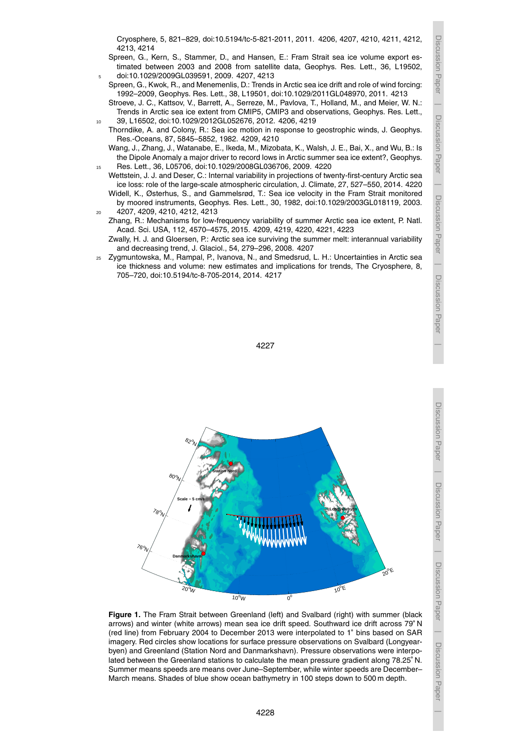Cryosphere, 5, 821–829, doi:10.5194/tc-5-821-2011, 2011. 4206, 4207, 4210, 4211, 4212, 4213, 4214

Spreen, G., Kern, S., Stammer, D., and Hansen, E.: Fram Strait sea ice volume export estimated between 2003 and 2008 from satellite data, Geophys. Res. Lett., 36, L19502, doi:10.1029/2009GL039591, 2009. 4207, 4213

Spreen, G., Kwok, R., and Menemenlis, D.: Trends in Arctic sea ice drift and role of wind forcing: 1992–2009, Geophys. Res. Lett., 38, L19501, doi:10.1029/2011GL048970, 2011. 4213

Stroeve, J. C., Kattsov, V., Barrett, A., Serreze, M., Pavlova, T., Holland, M., and Meier, W. N.: Trends in Arctic sea ice extent from CMIP5, CMIP3 and observations, Geophys. Res. Lett., 39, L16502, doi:10.1029/2012GL052676, 2012. 4206, 4219

Thorndike, A. and Colony, R.: Sea ice motion in response to geostrophic winds, J. Geophys. Res.-Oceans, 87, 5845–5852, 1982. 4209, 4210

Wang, J., Zhang, J., Watanabe, E., Ikeda, M., Mizobata, K., Walsh, J. E., Bai, X., and Wu, B.: Is the Dipole Anomaly a major driver to record lows in Arctic summer sea ice extent?, Geophys. Res. Lett., 36, L05706, doi:10.1029/2008GL036706, 2009. 4220

Wettstein, J. J. and Deser, C.: Internal variability in projections of twenty-first-century Arctic sea ice loss: role of the large-scale atmospheric circulation, J. Climate, 27, 527–550, 2014. 4220

Widell, K., Østerhus, S., and Gammelsrød, T.: Sea ice velocity in the Fram Strait monitored by moored instruments, Geophys. Res. Lett., 30, 1982, doi:10.1029/2003GL018119, 2003. 4207, 4209, 4210, 4212, 4213

Zhang, R.: Mechanisms for low-frequency variability of summer Arctic sea ice extent, P. Natl. Acad. Sci. USA, 112, 4570–4575, 2015. 4209, 4219, 4220, 4221, 4223

Zwally, H. J. and Gloersen, P.: Arctic sea ice surviving the summer melt: interannual variability and decreasing trend, J. Glaciol., 54, 279–296, 2008. 4207

Zygmuntowska, M., Rampal, P., Ivanova, N., and Smedsrud, L. H.: Uncertainties in Arctic sea ice thickness and volume: new estimates and implications for trends, The Cryosphere, 8, 705–720, doi:10.5194/tc-8-705-2014, 2014. 4217

**Figure 1.** The Fram Strait between Greenland (left) and Svalbard (right) with summer (black arrows) and winter (white arrows) mean sea ice drift speed. Southward ice drift across 79° N (red line) from February 2004 to December 2013 were interpolated to 1° bins based on SAR imagery. Red circles show locations for surface pressure observations on Svalbard (Longyearbyen) and Greenland (Station Nord and Danmarkshavn). Pressure observations were interpolated between the Greenland stations to calculate the mean pressure gradient along 78.25° N. Summer means speeds are means over June–September, while winter speeds are December–March means. Shades of blue show ocean bathymetry in 100 steps down to 500 m depth.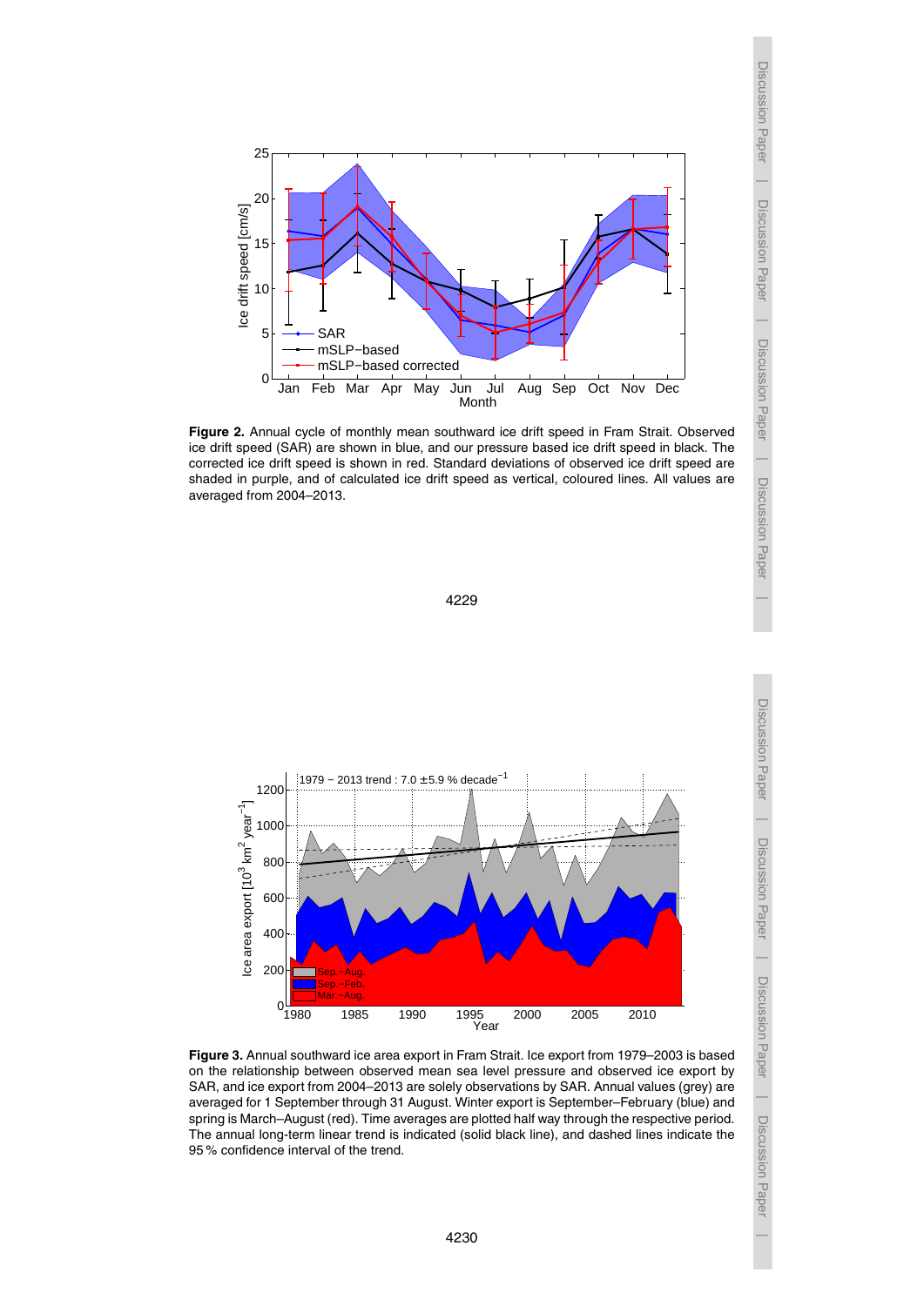**Figure 2.** Annual cycle of monthly mean southward ice drift speed in Fram Strait. Observed ice drift speed (SAR) are shown in blue, and our pressure based ice drift speed in black. The corrected ice drift speed is shown in red. Standard deviations of observed ice drift speed are shaded in purple, and of calculated ice drift speed as vertical, coloured lines. All values are averaged from 2004–2013.

**Figure 3.** Annual southward ice area export in Fram Strait. Ice export from 1979–2003 is based on the relationship between observed mean sea level pressure and observed ice export by SAR, and ice export from 2004–2013 are solely observations by SAR. Annual values (grey) are averaged for 1 September through 31 August. Winter export is September–February (blue) and spring is March–August (red). Time averages are plotted half way through the respective period. The annual long-term linear trend is indicated (solid black line), and dashed lines indicate the 95 % confidence interval of the trend.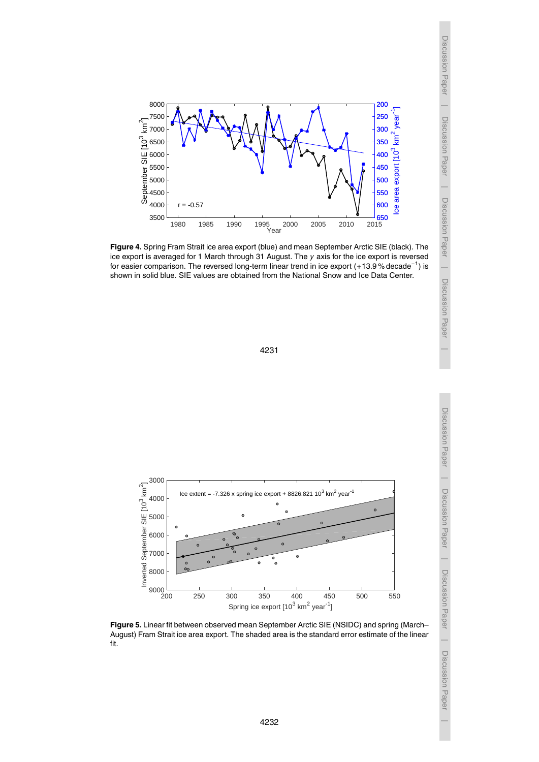**Figure 4.** Spring Fram Strait ice area export (blue) and mean September Arctic SIE (black). The ice export is averaged for 1 March through 31 August. The $y$ axis for the ice export is reversed for easier comparison. The reversed long-term linear trend in ice export (+13.9 % decade$^{-1}$) is shown in solid blue. SIE values are obtained from the National Snow and Ice Data Center.

**Figure 5.** Linear fit between observed mean September Arctic SIE (NSIDC) and spring (March–August) Fram Strait ice area export. The shaded area is the standard error estimate of the linear fit.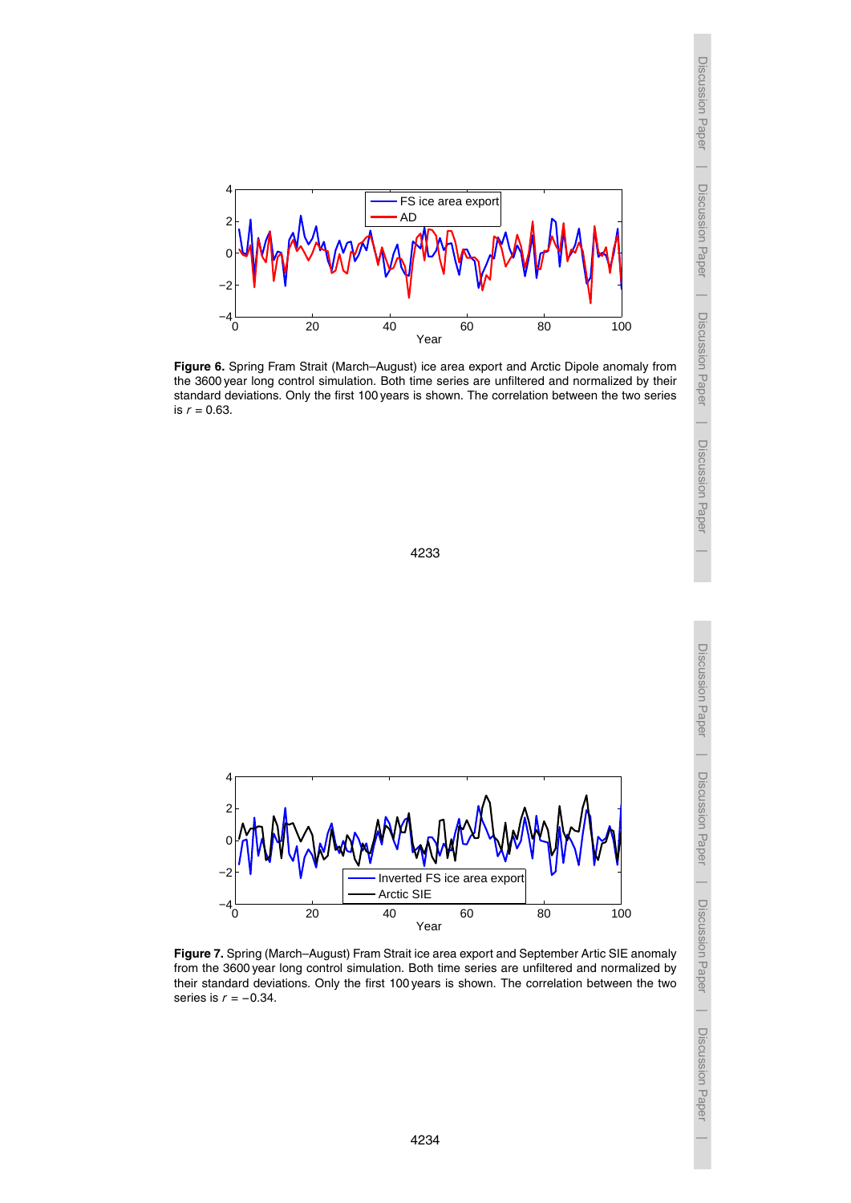**Figure 6.** Spring Fram Strait (March–August) ice area export and Arctic Dipole anomaly from the 3600 year long control simulation. Both time series are unfiltered and normalized by their standard deviations. Only the first 100 years is shown. The correlation between the two series is $r = 0.63$.

**Figure 7.** Spring (March–August) Fram Strait ice area export and September Artic SIE anomaly from the 3600 year long control simulation. Both time series are unfiltered and normalized by their standard deviations. Only the first 100 years is shown. The correlation between the two series is $r = -0.34$.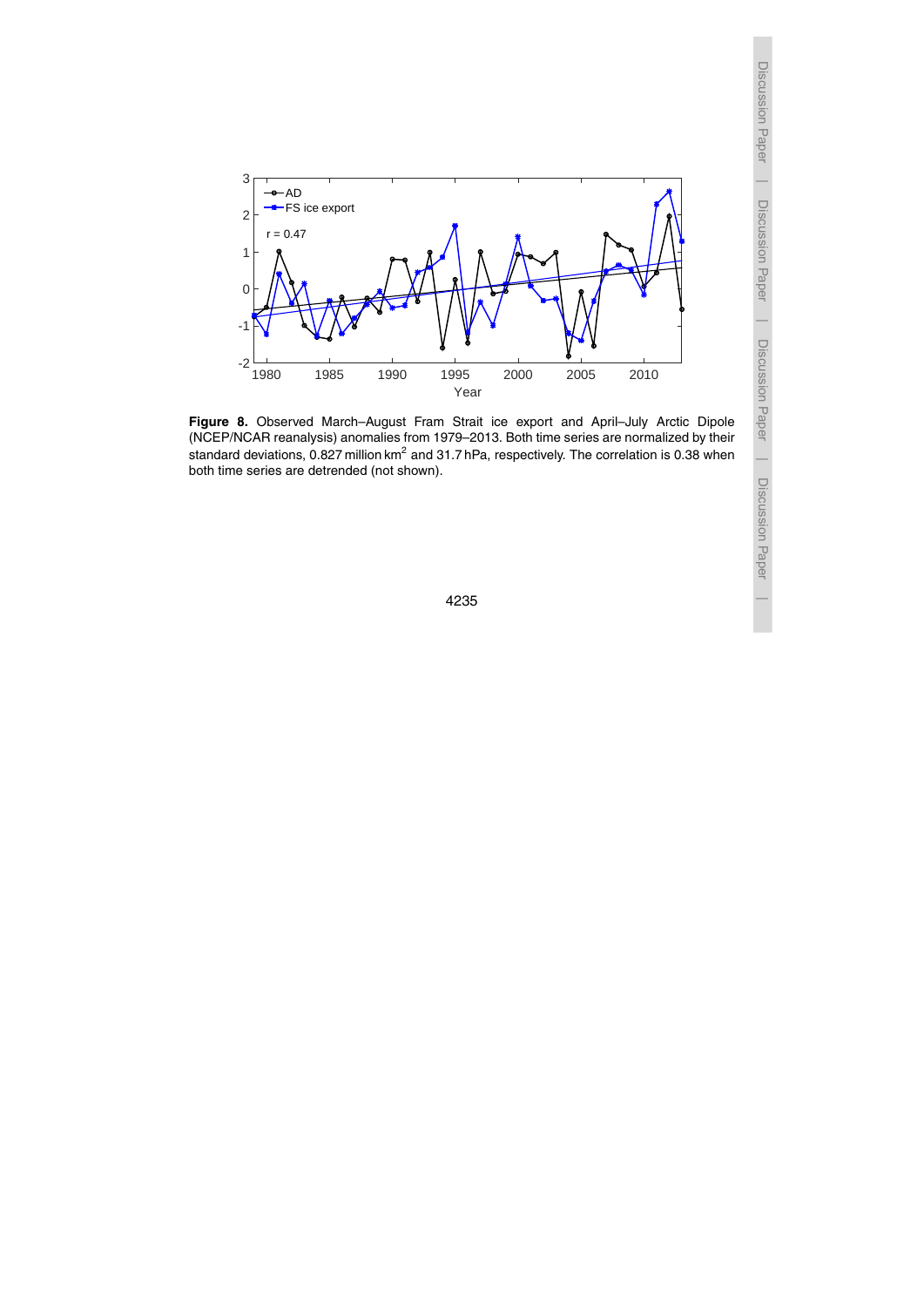AD
FS ice export
r = 0.47
3
2
1
0
-1
-2
1980
1985
1990
1995
2000
2005
2010
Year

**Figure 8.** Observed March–August Fram Strait ice export and April–July Arctic Dipole (NCEP/NCAR reanalysis) anomalies from 1979–2013. Both time series are normalized by their standard deviations, 0.827 million $km^2$ and 31.7 hPa, respectively. The correlation is 0.38 when both time series are detrended (not shown).